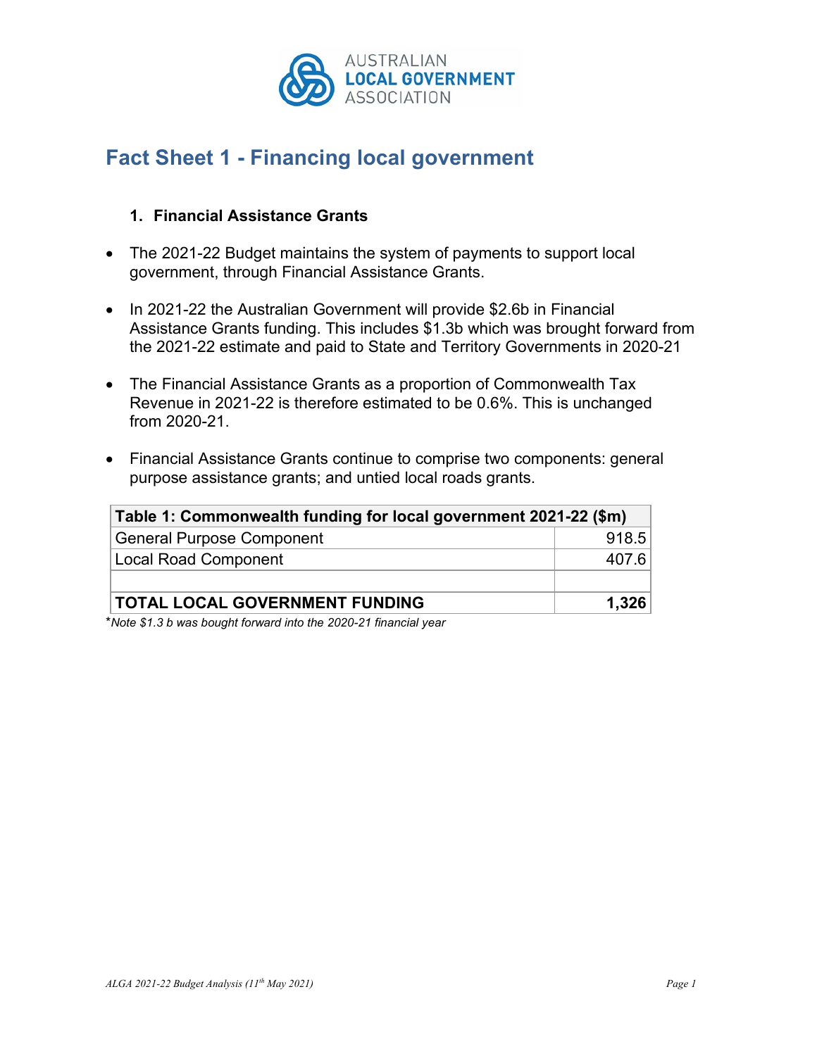AUSTRALIAN **LOCAL GOVERNMENT** ASSOCIATION

# Fact Sheet 1 - Financing local government

### 1. Financial Assistance Grants

- The 2021-22 Budget maintains the system of payments to support local government, through Financial Assistance Grants.

- In 2021-22 the Australian Government will provide $2.6b in Financial Assistance Grants funding. This includes $1.3b which was brought forward from the 2021-22 estimate and paid to State and Territory Governments in 2020-21

- The Financial Assistance Grants as a proportion of Commonwealth Tax Revenue in 2021-22 is therefore estimated to be 0.6%. This is unchanged from 2020-21.

- Financial Assistance Grants continue to comprise two components: general purpose assistance grants; and untied local roads grants.

| **Table 1: Commonwealth funding for local government 2021-22 ($m)** | |
|---|---|
| General Purpose Component | 918.5 |
| Local Road Component | 407.6 |
| | |
| **TOTAL LOCAL GOVERNMENT FUNDING** | **1,326** |

**Note $1.3 b was bought forward into the 2020-21 financial year*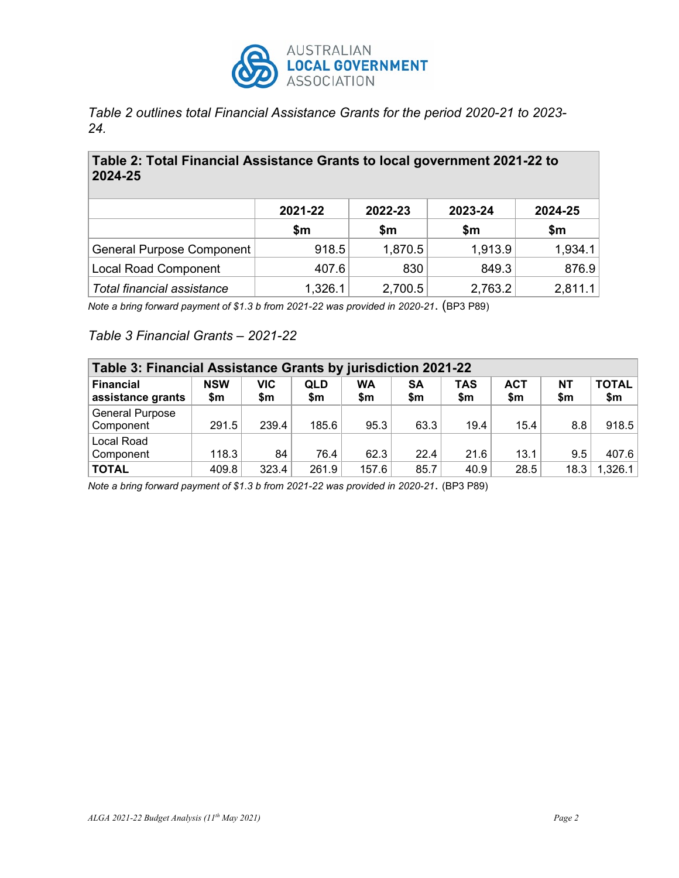*Table 2 outlines total Financial Assistance Grants for the period 2020-21 to 2023-24.*

| **Table 2: Total Financial Assistance Grants to local government 2021-22 to 2024-25** | | | | |
|---|---|---|---|---|
| | **2021-22** | **2022-23** | **2023-24** | **2024-25** |
| | **$m** | **$m** | **$m** | **$m** |
| General Purpose Component | 918.5 | 1,870.5 | 1,913.9 | 1,934.1 |
| Local Road Component | 407.6 | 830 | 849.3 | 876.9 |
| *Total financial assistance* | 1,326.1 | 2,700.5 | 2,763.2 | 2,811.1 |

*Note a bring forward payment of $1.3 b from 2021-22 was provided in 2020-21*. (BP3 P89)

*Table 3 Financial Grants – 2021-22*

| **Table 3: Financial Assistance Grants by jurisdiction 2021-22** | | | | | | | | | |
|---|---|---|---|---|---|---|---|---|---|
| **Financial assistance grants** | **NSW $m** | **VIC $m** | **QLD $m** | **WA $m** | **SA $m** | **TAS $m** | **ACT $m** | **NT $m** | **TOTAL $m** |
| General Purpose Component | 291.5 | 239.4 | 185.6 | 95.3 | 63.3 | 19.4 | 15.4 | 8.8 | 918.5 |
| Local Road Component | 118.3 | 84 | 76.4 | 62.3 | 22.4 | 21.6 | 13.1 | 9.5 | 407.6 |
| **TOTAL** | 409.8 | 323.4 | 261.9 | 157.6 | 85.7 | 40.9 | 28.5 | 18.3 | 1,326.1 |

*Note a bring forward payment of $1.3 b from 2021-22 was provided in 2020-21*. (BP3 P89)